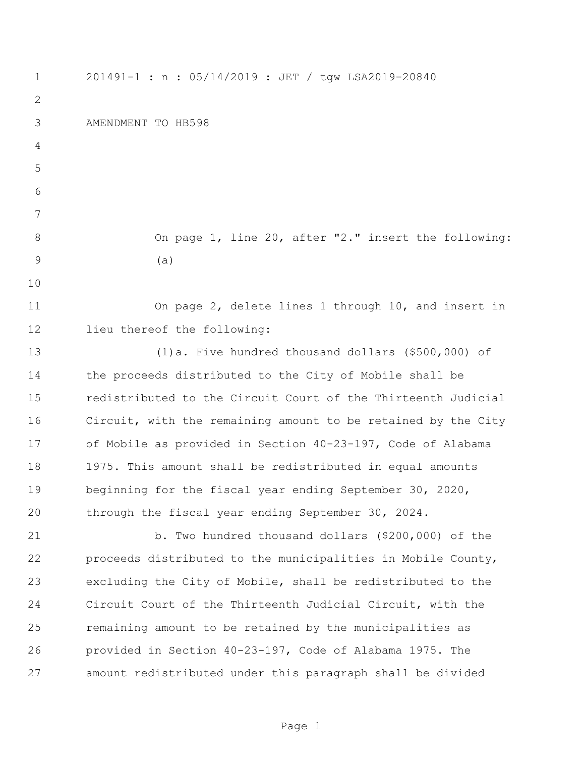201491-1 : n : 05/14/2019 : JET / tgw LSA2019-20840

AMENDMENT TO HB598

On page 1, line 20, after "2." insert the following:

(a)

On page 2, delete lines 1 through 10, and insert in lieu thereof the following:

(1)a. Five hundred thousand dollars ($500,000) of the proceeds distributed to the City of Mobile shall be redistributed to the Circuit Court of the Thirteenth Judicial Circuit, with the remaining amount to be retained by the City of Mobile as provided in Section 40-23-197, Code of Alabama 1975. This amount shall be redistributed in equal amounts beginning for the fiscal year ending September 30, 2020, through the fiscal year ending September 30, 2024.

b. Two hundred thousand dollars ($200,000) of the proceeds distributed to the municipalities in Mobile County, excluding the City of Mobile, shall be redistributed to the Circuit Court of the Thirteenth Judicial Circuit, with the remaining amount to be retained by the municipalities as provided in Section 40-23-197, Code of Alabama 1975. The amount redistributed under this paragraph shall be divided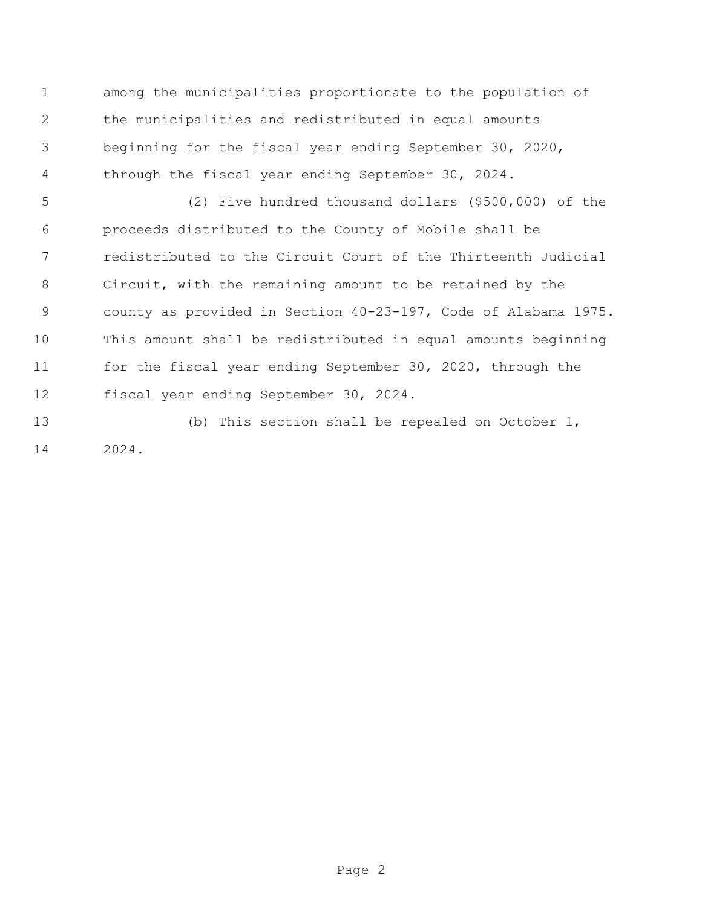among the municipalities proportionate to the population of the municipalities and redistributed in equal amounts beginning for the fiscal year ending September 30, 2020, through the fiscal year ending September 30, 2024.

(2) Five hundred thousand dollars ($500,000) of the proceeds distributed to the County of Mobile shall be redistributed to the Circuit Court of the Thirteenth Judicial Circuit, with the remaining amount to be retained by the county as provided in Section 40-23-197, Code of Alabama 1975. This amount shall be redistributed in equal amounts beginning for the fiscal year ending September 30, 2020, through the fiscal year ending September 30, 2024.

(b) This section shall be repealed on October 1, 2024.